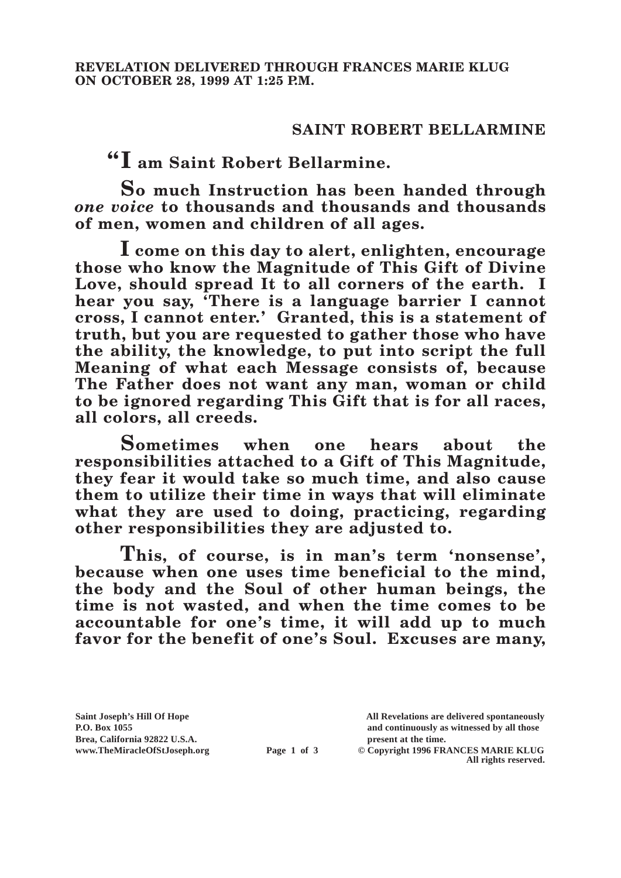**REVELATION DELIVERED THROUGH FRANCES MARIE KLUG ON OCTOBER 28, 1999 AT 1:25 P.M.**

## SAINT ROBERT BELLARMINE

**"I am Saint Robert Bellarmine.**

**So much Instruction has been handed through *one voice* to thousands and thousands and thousands of men, women and children of all ages.**

**I come on this day to alert, enlighten, encourage those who know the Magnitude of This Gift of Divine Love, should spread It to all corners of the earth. I hear you say, 'There is a language barrier I cannot cross, I cannot enter.' Granted, this is a statement of truth, but you are requested to gather those who have the ability, the knowledge, to put into script the full Meaning of what each Message consists of, because The Father does not want any man, woman or child to be ignored regarding This Gift that is for all races, all colors, all creeds.**

**Sometimes when one hears about the responsibilities attached to a Gift of This Magnitude, they fear it would take so much time, and also cause them to utilize their time in ways that will eliminate what they are used to doing, practicing, regarding other responsibilities they are adjusted to.**

**This, of course, is in man's term 'nonsense', because when one uses time beneficial to the mind, the body and the Soul of other human beings, the time is not wasted, and when the time comes to be accountable for one's time, it will add up to much favor for the benefit of one's Soul. Excuses are many,**

Saint Joseph's Hill Of Hope
P.O. Box 1055
Brea, California 92822 U.S.A.
www.TheMiracleOfStJoseph.org

All Revelations are delivered spontaneously and continuously as witnessed by all those present at the time.
© Copyright 1996 FRANCES MARIE KLUG
All rights reserved.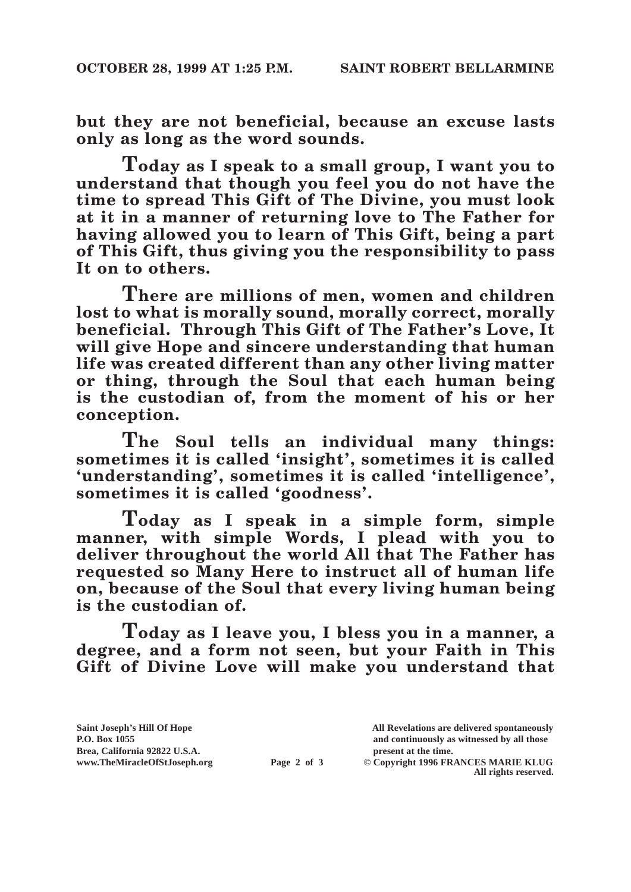**but they are not beneficial, because an excuse lasts only as long as the word sounds.**

**Today as I speak to a small group, I want you to understand that though you feel you do not have the time to spread This Gift of The Divine, you must look at it in a manner of returning love to The Father for having allowed you to learn of This Gift, being a part of This Gift, thus giving you the responsibility to pass It on to others.**

**There are millions of men, women and children lost to what is morally sound, morally correct, morally beneficial. Through This Gift of The Father's Love, It will give Hope and sincere understanding that human life was created different than any other living matter or thing, through the Soul that each human being is the custodian of, from the moment of his or her conception.**

**The Soul tells an individual many things: sometimes it is called 'insight', sometimes it is called 'understanding', sometimes it is called 'intelligence', sometimes it is called 'goodness'.**

**Today as I speak in a simple form, simple manner, with simple Words, I plead with you to deliver throughout the world All that The Father has requested so Many Here to instruct all of human life on, because of the Soul that every living human being is the custodian of.**

**Today as I leave you, I bless you in a manner, a degree, and a form not seen, but your Faith in This Gift of Divine Love will make you understand that**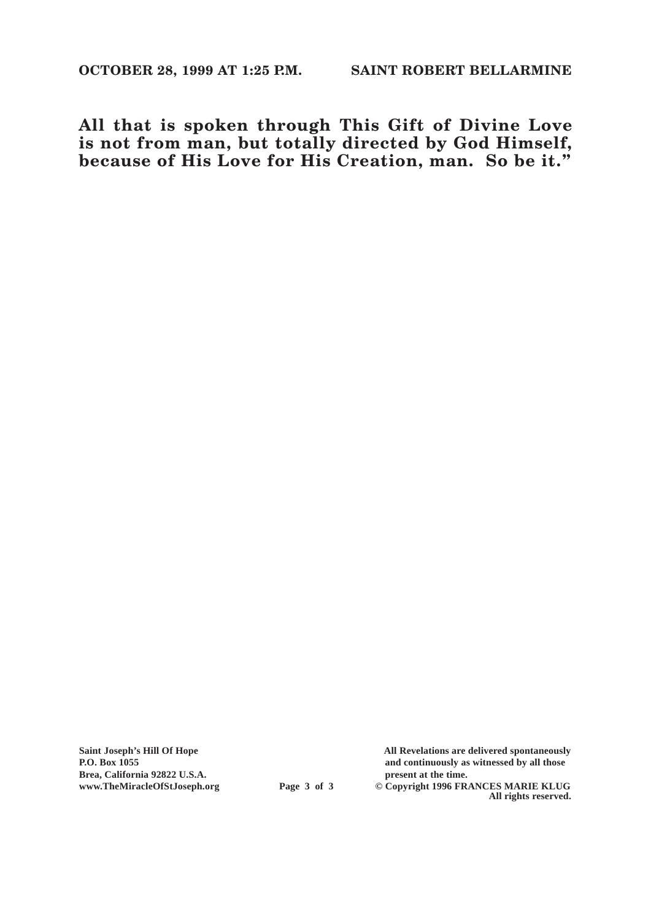**All that is spoken through This Gift of Divine Love is not from man, but totally directed by God Himself, because of His Love for His Creation, man. So be it."**